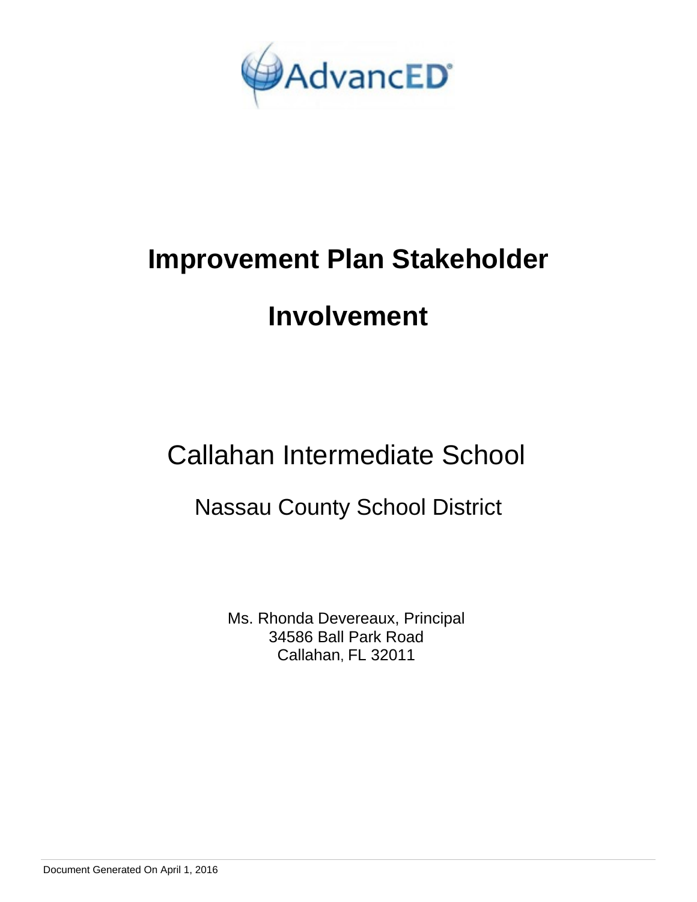AdvancED

# Improvement Plan Stakeholder Involvement

## Callahan Intermediate School

### Nassau County School District

Ms. Rhonda Devereaux, Principal
34586 Ball Park Road
Callahan, FL 32011

Document Generated On April 1, 2016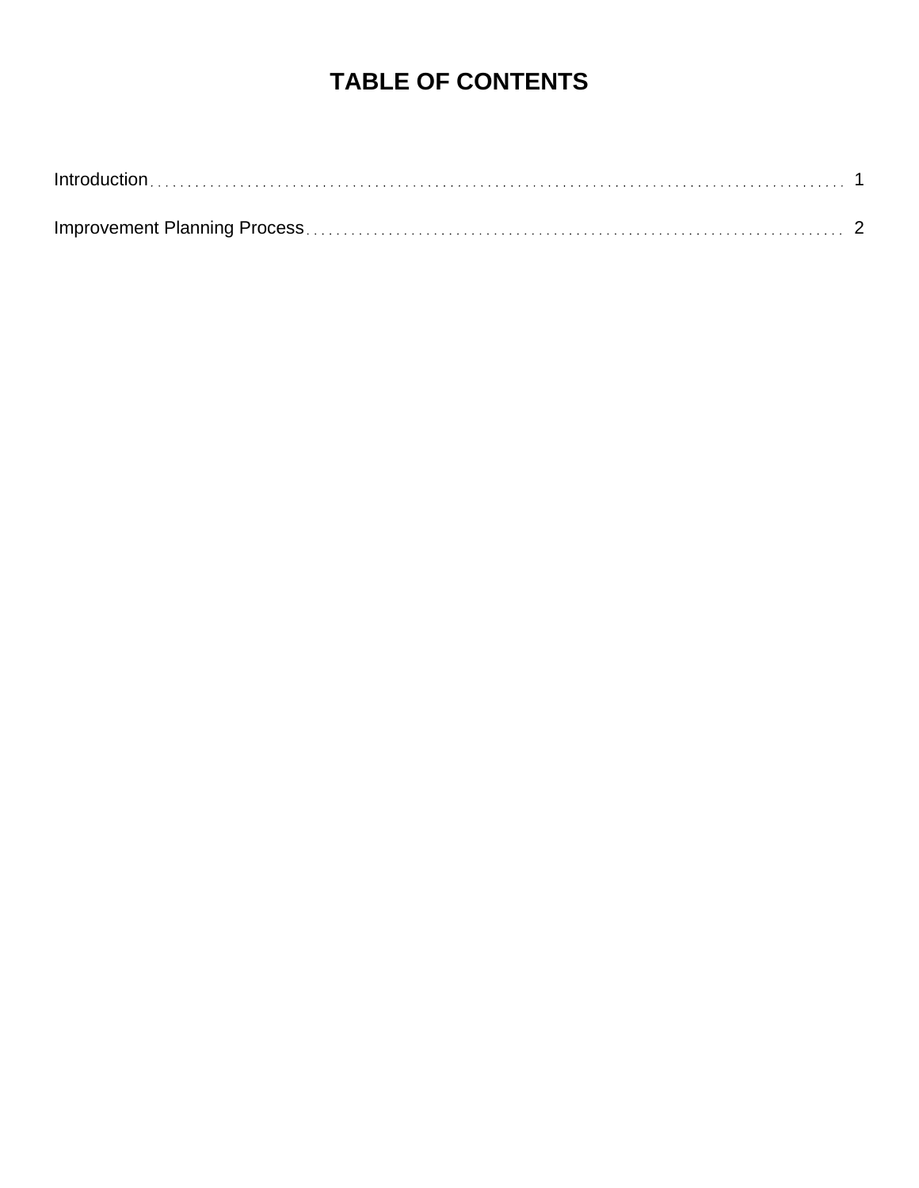# TABLE OF CONTENTS

Introduction . . . . . . . . . . . . . . . . . . . . . . . . . . . . . . . . . . . . . . . . . . . . . . . . . . . . . . . . . . . . . . . . . . . . . . . . . . . 1

Improvement Planning Process . . . . . . . . . . . . . . . . . . . . . . . . . . . . . . . . . . . . . . . . . . . . . . . . . . . . . . . . . . . . . . 2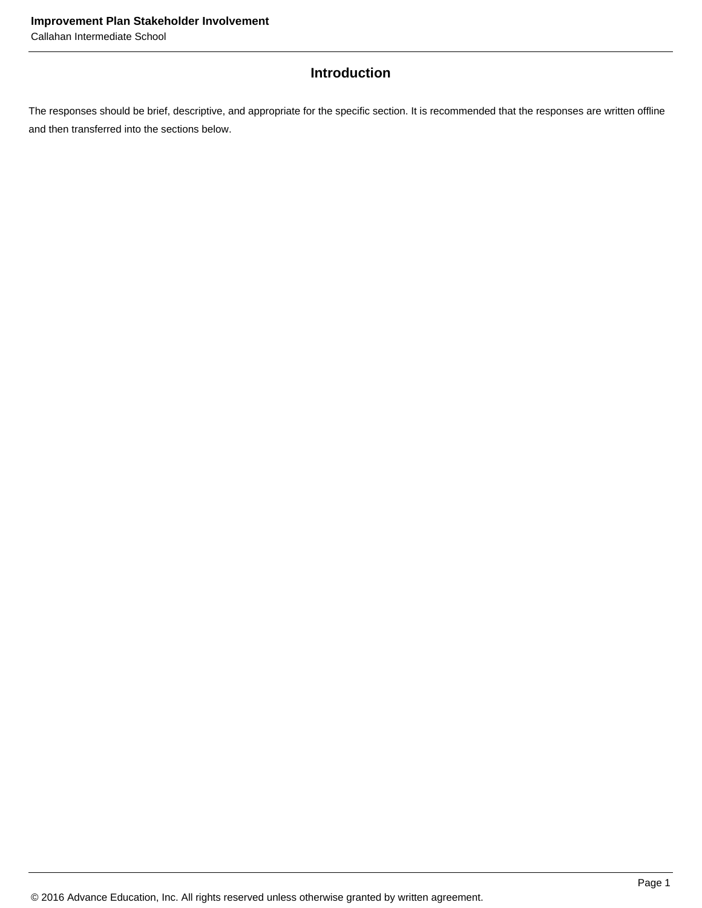## Introduction

The responses should be brief, descriptive, and appropriate for the specific section. It is recommended that the responses are written offline and then transferred into the sections below.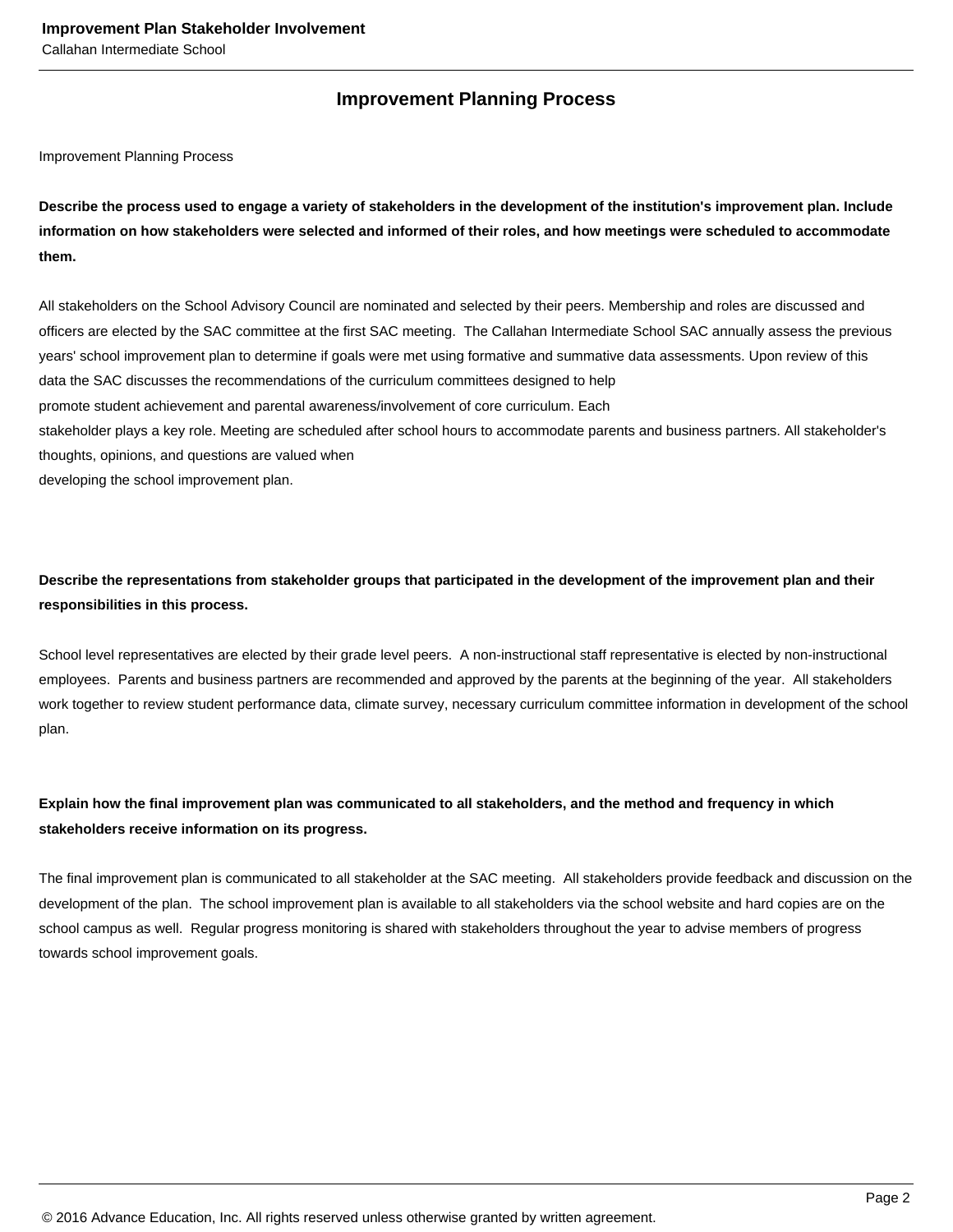## Improvement Planning Process

Improvement Planning Process

**Describe the process used to engage a variety of stakeholders in the development of the institution's improvement plan. Include information on how stakeholders were selected and informed of their roles, and how meetings were scheduled to accommodate them.**

All stakeholders on the School Advisory Council are nominated and selected by their peers. Membership and roles are discussed and officers are elected by the SAC committee at the first SAC meeting. The Callahan Intermediate School SAC annually assess the previous years' school improvement plan to determine if goals were met using formative and summative data assessments. Upon review of this data the SAC discusses the recommendations of the curriculum committees designed to help promote student achievement and parental awareness/involvement of core curriculum. Each stakeholder plays a key role. Meeting are scheduled after school hours to accommodate parents and business partners. All stakeholder's thoughts, opinions, and questions are valued when developing the school improvement plan.

**Describe the representations from stakeholder groups that participated in the development of the improvement plan and their responsibilities in this process.**

School level representatives are elected by their grade level peers. A non-instructional staff representative is elected by non-instructional employees. Parents and business partners are recommended and approved by the parents at the beginning of the year. All stakeholders work together to review student performance data, climate survey, necessary curriculum committee information in development of the school plan.

**Explain how the final improvement plan was communicated to all stakeholders, and the method and frequency in which stakeholders receive information on its progress.**

The final improvement plan is communicated to all stakeholder at the SAC meeting. All stakeholders provide feedback and discussion on the development of the plan. The school improvement plan is available to all stakeholders via the school website and hard copies are on the school campus as well. Regular progress monitoring is shared with stakeholders throughout the year to advise members of progress towards school improvement goals.